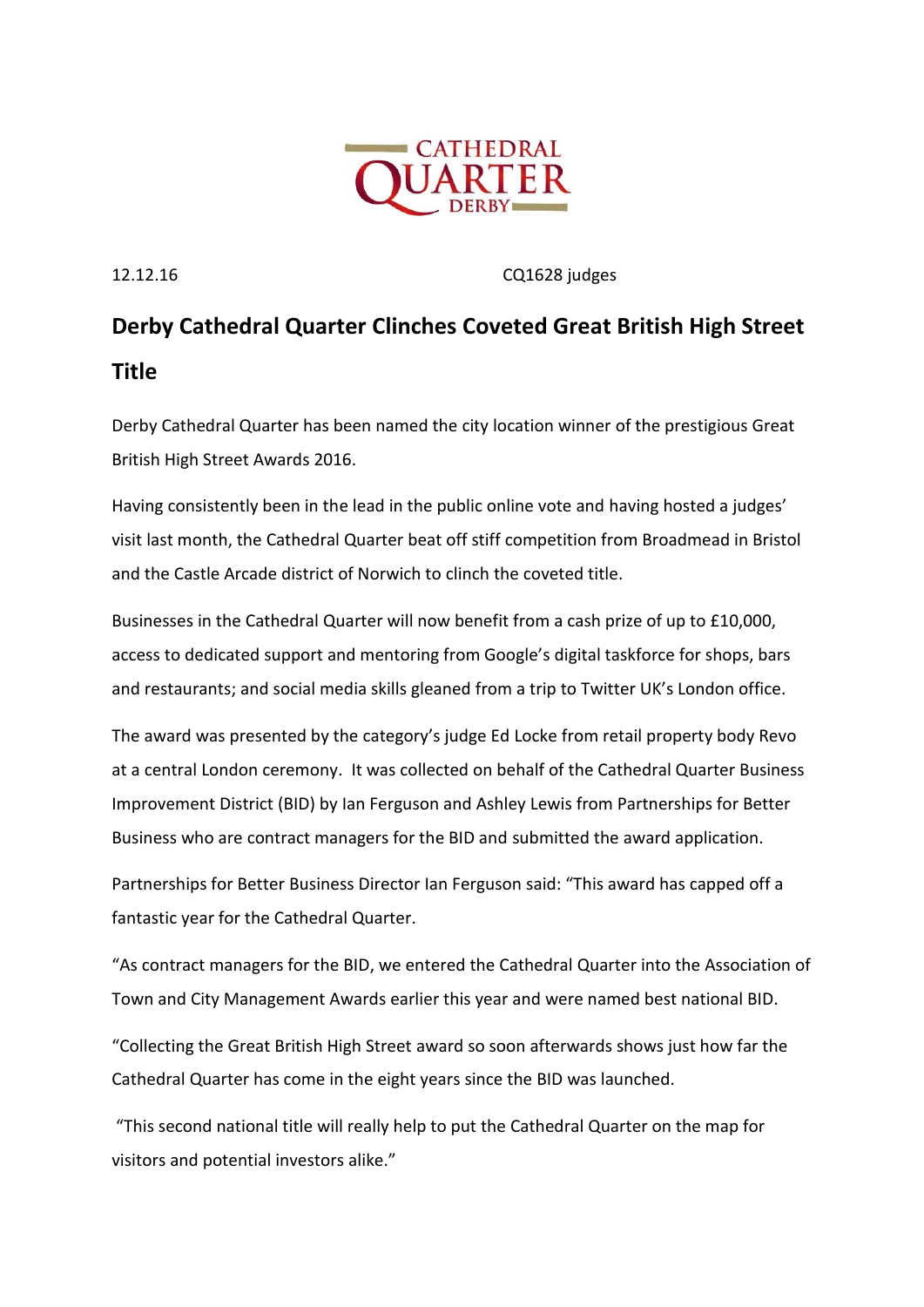CATHEDRAL QUARTER DERBY

12.12.16 CQ1628 judges

# Derby Cathedral Quarter Clinches Coveted Great British High Street Title

Derby Cathedral Quarter has been named the city location winner of the prestigious Great British High Street Awards 2016.

Having consistently been in the lead in the public online vote and having hosted a judges' visit last month, the Cathedral Quarter beat off stiff competition from Broadmead in Bristol and the Castle Arcade district of Norwich to clinch the coveted title.

Businesses in the Cathedral Quarter will now benefit from a cash prize of up to £10,000, access to dedicated support and mentoring from Google's digital taskforce for shops, bars and restaurants; and social media skills gleaned from a trip to Twitter UK's London office.

The award was presented by the category's judge Ed Locke from retail property body Revo at a central London ceremony. It was collected on behalf of the Cathedral Quarter Business Improvement District (BID) by Ian Ferguson and Ashley Lewis from Partnerships for Better Business who are contract managers for the BID and submitted the award application.

Partnerships for Better Business Director Ian Ferguson said: "This award has capped off a fantastic year for the Cathedral Quarter.

"As contract managers for the BID, we entered the Cathedral Quarter into the Association of Town and City Management Awards earlier this year and were named best national BID.

"Collecting the Great British High Street award so soon afterwards shows just how far the Cathedral Quarter has come in the eight years since the BID was launched.

"This second national title will really help to put the Cathedral Quarter on the map for visitors and potential investors alike."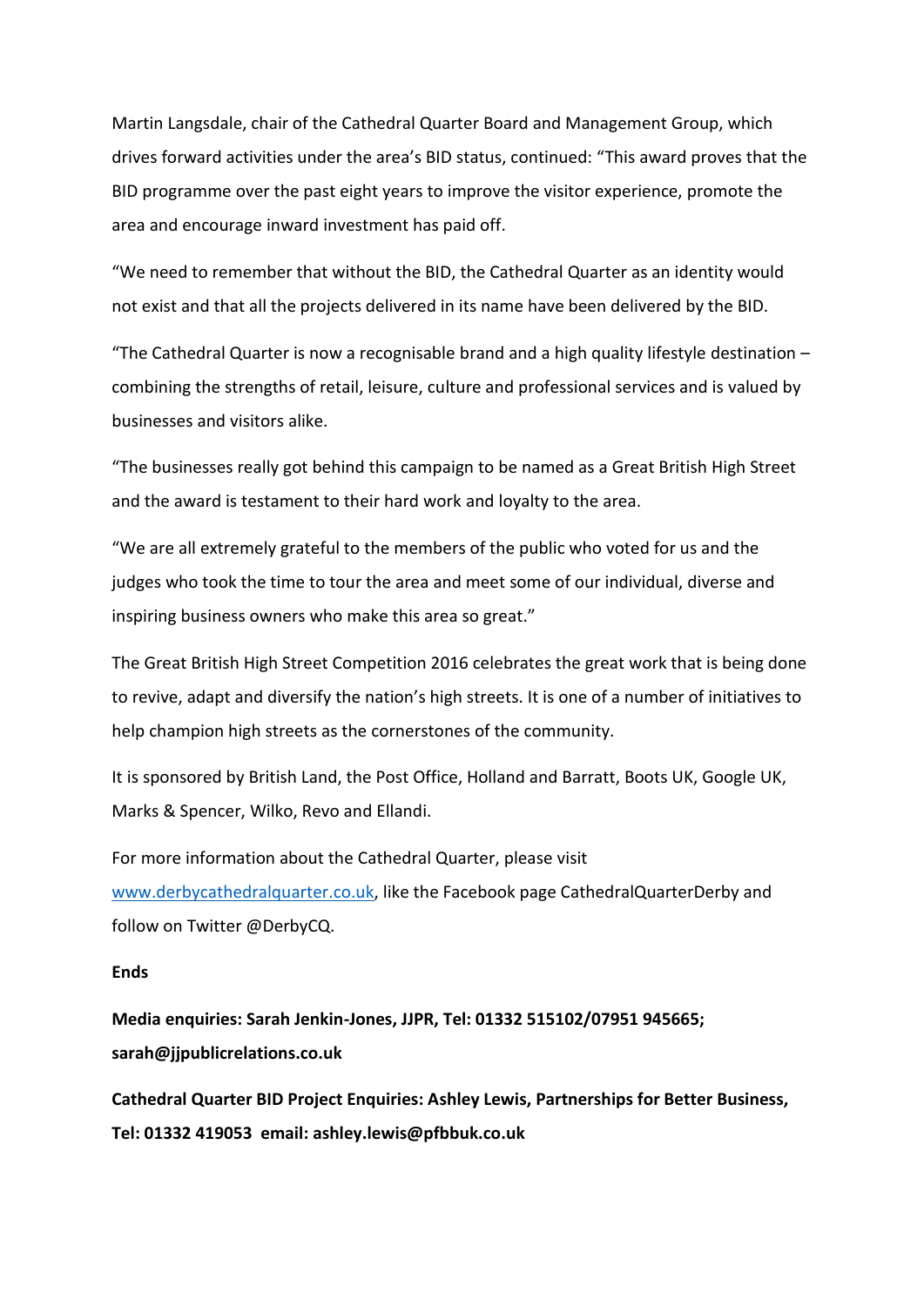Martin Langsdale, chair of the Cathedral Quarter Board and Management Group, which drives forward activities under the area's BID status, continued: "This award proves that the BID programme over the past eight years to improve the visitor experience, promote the area and encourage inward investment has paid off.

"We need to remember that without the BID, the Cathedral Quarter as an identity would not exist and that all the projects delivered in its name have been delivered by the BID.

"The Cathedral Quarter is now a recognisable brand and a high quality lifestyle destination – combining the strengths of retail, leisure, culture and professional services and is valued by businesses and visitors alike.

"The businesses really got behind this campaign to be named as a Great British High Street and the award is testament to their hard work and loyalty to the area.

"We are all extremely grateful to the members of the public who voted for us and the judges who took the time to tour the area and meet some of our individual, diverse and inspiring business owners who make this area so great."

The Great British High Street Competition 2016 celebrates the great work that is being done to revive, adapt and diversify the nation's high streets. It is one of a number of initiatives to help champion high streets as the cornerstones of the community.

It is sponsored by British Land, the Post Office, Holland and Barratt, Boots UK, Google UK, Marks & Spencer, Wilko, Revo and Ellandi.

For more information about the Cathedral Quarter, please visit [www.derbycathedralquarter.co.uk](www.derbycathedralquarter.co.uk), like the Facebook page CathedralQuarterDerby and follow on Twitter @DerbyCQ.

**Ends**

**Media enquiries: Sarah Jenkin-Jones, JJPR, Tel: 01332 515102/07951 945665; sarah@jjpublicrelations.co.uk**

**Cathedral Quarter BID Project Enquiries: Ashley Lewis, Partnerships for Better Business, Tel: 01332 419053 email: ashley.lewis@pfbbuk.co.uk**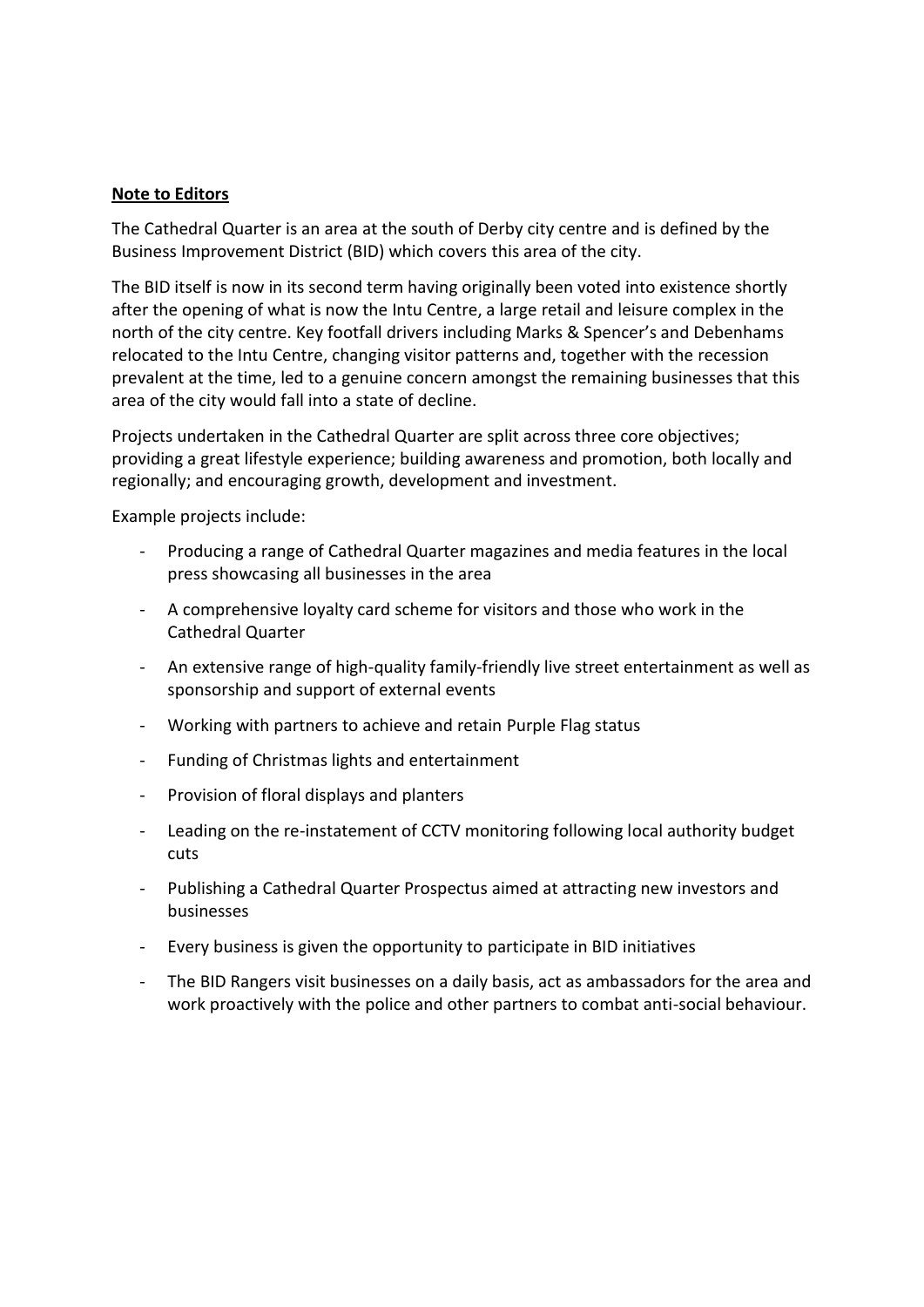**Note to Editors**

The Cathedral Quarter is an area at the south of Derby city centre and is defined by the Business Improvement District (BID) which covers this area of the city.

The BID itself is now in its second term having originally been voted into existence shortly after the opening of what is now the Intu Centre, a large retail and leisure complex in the north of the city centre. Key footfall drivers including Marks & Spencer's and Debenhams relocated to the Intu Centre, changing visitor patterns and, together with the recession prevalent at the time, led to a genuine concern amongst the remaining businesses that this area of the city would fall into a state of decline.

Projects undertaken in the Cathedral Quarter are split across three core objectives; providing a great lifestyle experience; building awareness and promotion, both locally and regionally; and encouraging growth, development and investment.

Example projects include:

- Producing a range of Cathedral Quarter magazines and media features in the local press showcasing all businesses in the area
- A comprehensive loyalty card scheme for visitors and those who work in the Cathedral Quarter
- An extensive range of high-quality family-friendly live street entertainment as well as sponsorship and support of external events
- Working with partners to achieve and retain Purple Flag status
- Funding of Christmas lights and entertainment
- Provision of floral displays and planters
- Leading on the re-instatement of CCTV monitoring following local authority budget cuts
- Publishing a Cathedral Quarter Prospectus aimed at attracting new investors and businesses
- Every business is given the opportunity to participate in BID initiatives
- The BID Rangers visit businesses on a daily basis, act as ambassadors for the area and work proactively with the police and other partners to combat anti-social behaviour.